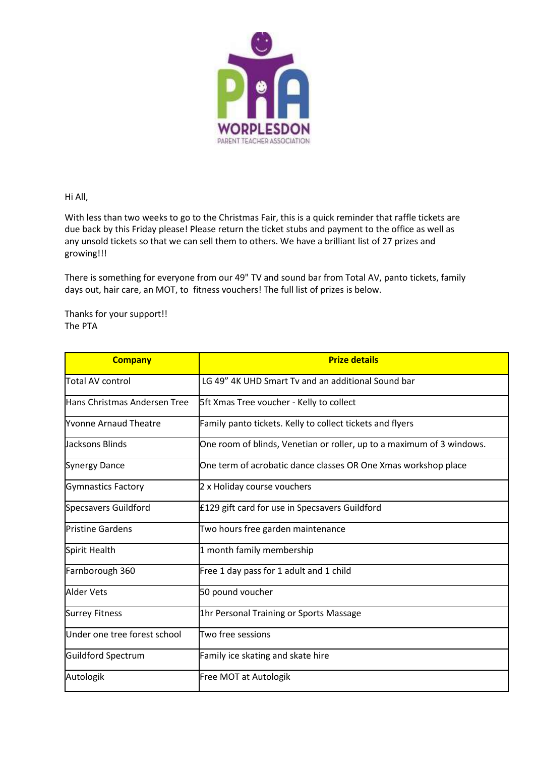WORPLESDON

PARENT TEACHER ASSOCIATION

Hi All,

With less than two weeks to go to the Christmas Fair, this is a quick reminder that raffle tickets are due back by this Friday please! Please return the ticket stubs and payment to the office as well as any unsold tickets so that we can sell them to others. We have a brilliant list of 27 prizes and growing!!!

There is something for everyone from our 49" TV and sound bar from Total AV, panto tickets, family days out, hair care, an MOT, to fitness vouchers! The full list of prizes is below.

Thanks for your support!!
The PTA

| Company | Prize details |
|---|---|
| Total AV control | LG 49" 4K UHD Smart Tv and an additional Sound bar |
| Hans Christmas Andersen Tree | 5ft Xmas Tree voucher - Kelly to collect |
| Yvonne Arnaud Theatre | Family panto tickets. Kelly to collect tickets and flyers |
| Jacksons Blinds | One room of blinds, Venetian or roller, up to a maximum of 3 windows. |
| Synergy Dance | One term of acrobatic dance classes OR One Xmas workshop place |
| Gymnastics Factory | 2 x Holiday course vouchers |
| Specsavers Guildford | £129 gift card for use in Specsavers Guildford |
| Pristine Gardens | Two hours free garden maintenance |
| Spirit Health | 1 month family membership |
| Farnborough 360 | Free 1 day pass for 1 adult and 1 child |
| Alder Vets | 50 pound voucher |
| Surrey Fitness | 1hr Personal Training or Sports Massage |
| Under one tree forest school | Two free sessions |
| Guildford Spectrum | Family ice skating and skate hire |
| Autologik | Free MOT at Autologik |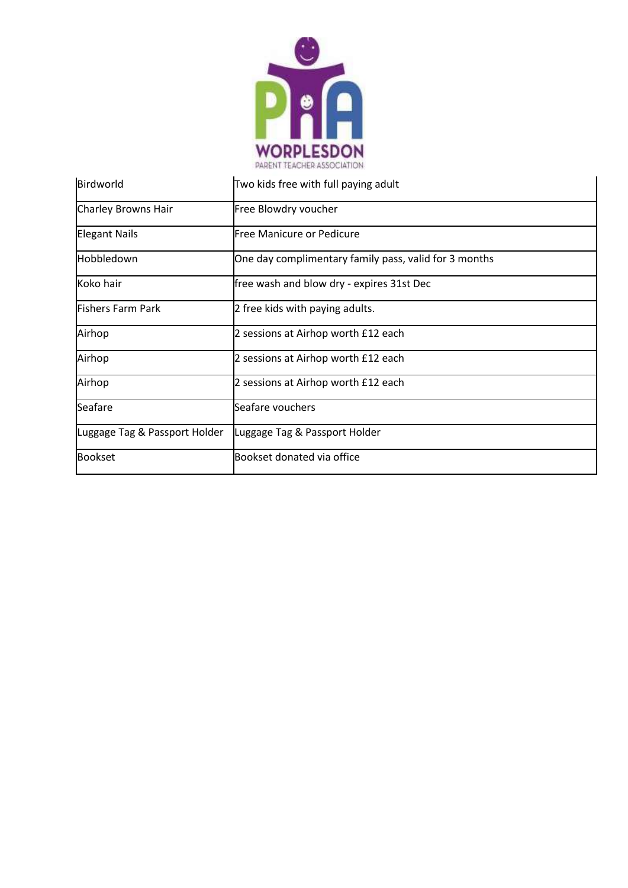| | |
|---|---|
| Birdworld | Two kids free with full paying adult |
| Charley Browns Hair | Free Blowdry voucher |
| Elegant Nails | Free Manicure or Pedicure |
| Hobbledown | One day complimentary family pass, valid for 3 months |
| Koko hair | free wash and blow dry - expires 31st Dec |
| Fishers Farm Park | 2 free kids with paying adults. |
| Airhop | 2 sessions at Airhop worth £12 each |
| Airhop | 2 sessions at Airhop worth £12 each |
| Airhop | 2 sessions at Airhop worth £12 each |
| Seafare | Seafare vouchers |
| Luggage Tag & Passport Holder | Luggage Tag & Passport Holder |
| Bookset | Bookset donated via office |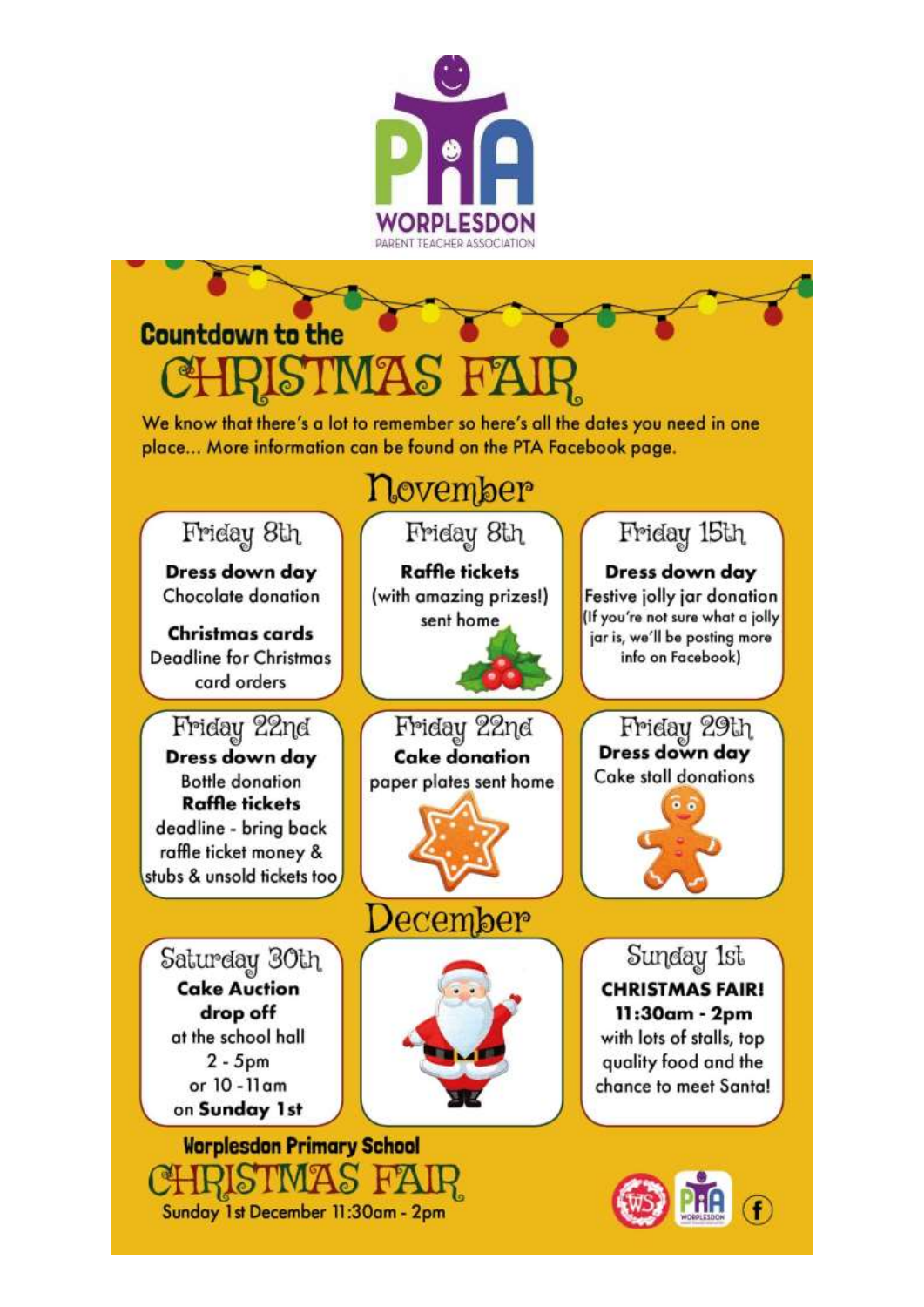**WORPLESDON**
PARENT TEACHER ASSOCIATION

## Countdown to the CHRISTMAS FAIR

We know that there's a lot to remember so here's all the dates you need in one place... More information can be found on the PTA Facebook page.

### November

**Friday 8th**
**Dress down day**
Chocolate donation
**Christmas cards**
Deadline for Christmas card orders

**Friday 8th**
**Raffle tickets**
(with amazing prizes!) sent home

**Friday 15th**
**Dress down day**
Festive jolly jar donation
(If you're not sure what a jolly jar is, we'll be posting more info on Facebook)

**Friday 22nd**
**Dress down day**
Bottle donation
**Raffle tickets**
deadline - bring back raffle ticket money & stubs & unsold tickets too

**Friday 22nd**
**Cake donation**
paper plates sent home

**Friday 29th**
**Dress down day**
Cake stall donations

### December

**Saturday 30th**
**Cake Auction drop off**
at the school hall
2 - 5pm
or 10 - 11am
on **Sunday 1st**

**Sunday 1st**
**CHRISTMAS FAIR!**
**11:30am - 2pm**
with lots of stalls, top quality food and the chance to meet Santa!

**Worplesdon Primary School**
## CHRISTMAS FAIR
Sunday 1st December 11:30am - 2pm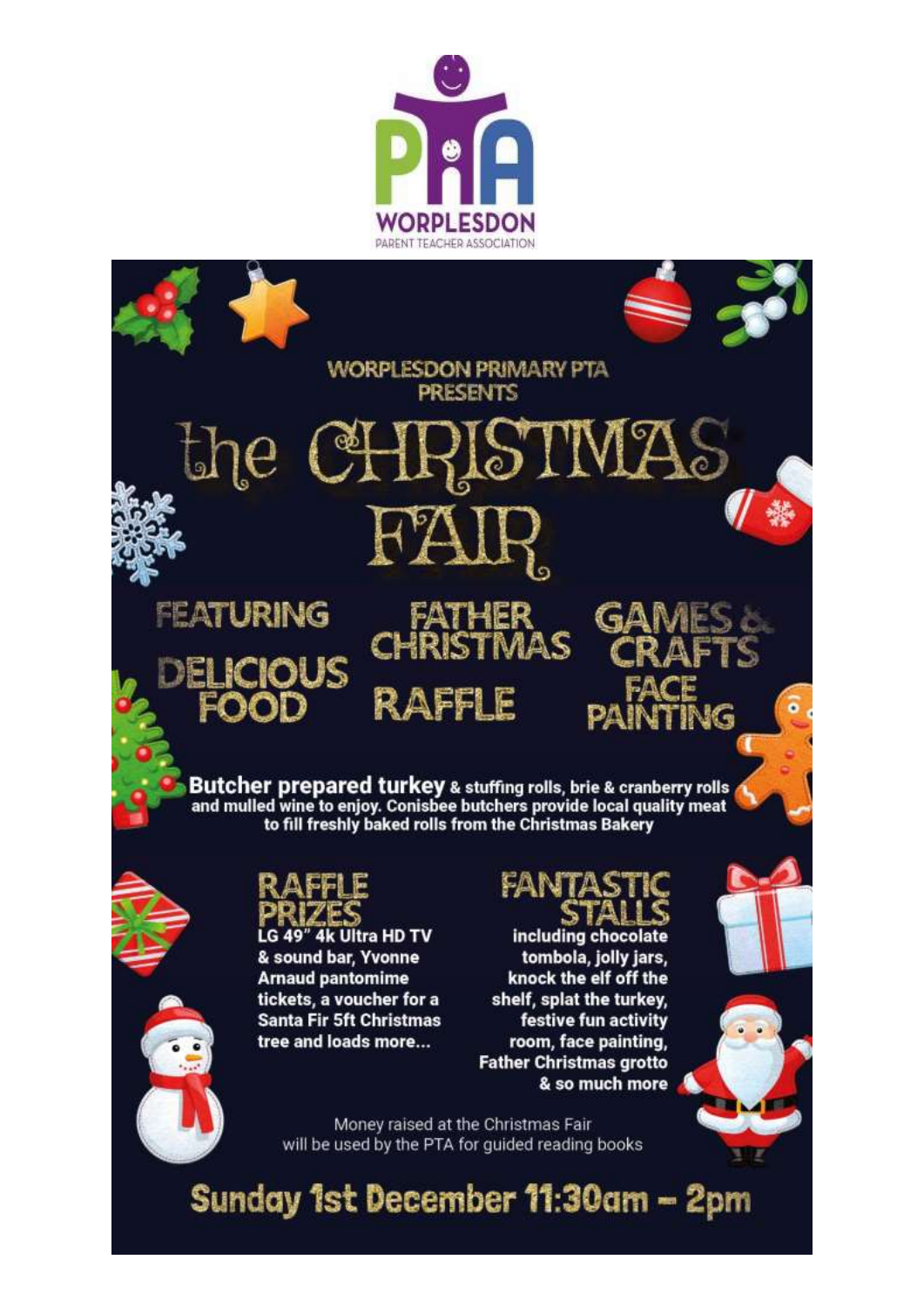WORPLESDON PARENT TEACHER ASSOCIATION

WORPLESDON PRIMARY PTA PRESENTS

# the CHRISTMAS FAIR

FEATURING

FATHER CHRISTMAS

GAMES & CRAFTS

DELICIOUS FOOD

RAFFLE

FACE PAINTING

**Butcher prepared turkey** & stuffing rolls, brie & cranberry rolls and mulled wine to enjoy. Conisbee butchers provide local quality meat to fill freshly baked rolls from the Christmas Bakery

## RAFFLE PRIZES

LG 49" 4k Ultra HD TV & sound bar, Yvonne Arnaud pantomime tickets, a voucher for a Santa Fir 5ft Christmas tree and loads more...

## FANTASTIC STALLS

including chocolate tombola, jolly jars, knock the elf off the shelf, splat the turkey, festive fun activity room, face painting, Father Christmas grotto & so much more

Money raised at the Christmas Fair will be used by the PTA for guided reading books

**Sunday 1st December 11:30am – 2pm**